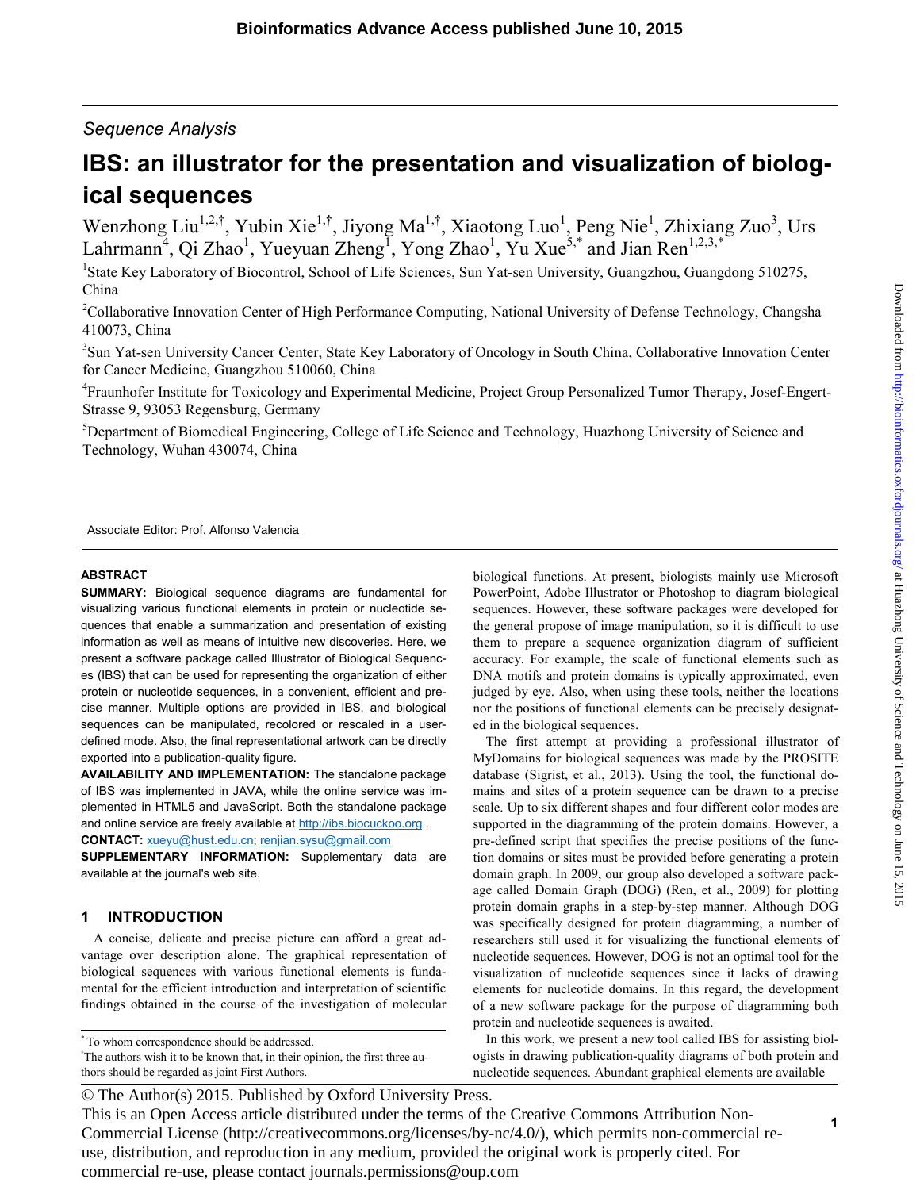*Sequence Analysis*

# IBS: an illustrator for the presentation and visualization of biological sequences

Wenzhong Liu[1,2,†], Yubin Xie[1,†], Jiyong Ma[1,†], Xiaotong Luo[1], Peng Nie[1], Zhixiang Zuo[3], Urs Lahrmann[4], Qi Zhao[1], Yueyuan Zheng[1], Yong Zhao[1], Yu Xue[5,*] and Jian Ren[1,2,3,*]

[1]State Key Laboratory of Biocontrol, School of Life Sciences, Sun Yat-sen University, Guangzhou, Guangdong 510275, China

[2]Collaborative Innovation Center of High Performance Computing, National University of Defense Technology, Changsha 410073, China

[3]Sun Yat-sen University Cancer Center, State Key Laboratory of Oncology in South China, Collaborative Innovation Center for Cancer Medicine, Guangzhou 510060, China

[4]Fraunhofer Institute for Toxicology and Experimental Medicine, Project Group Personalized Tumor Therapy, Josef-Engert-Strasse 9, 93053 Regensburg, Germany

[5]Department of Biomedical Engineering, College of Life Science and Technology, Huazhong University of Science and Technology, Wuhan 430074, China

Associate Editor: Prof. Alfonso Valencia

## ABSTRACT

**SUMMARY:** Biological sequence diagrams are fundamental for visualizing various functional elements in protein or nucleotide sequences that enable a summarization and presentation of existing information as well as means of intuitive new discoveries. Here, we present a software package called Illustrator of Biological Sequences (IBS) that can be used for representing the organization of either protein or nucleotide sequences, in a convenient, efficient and precise manner. Multiple options are provided in IBS, and biological sequences can be manipulated, recolored or rescaled in a user-defined mode. Also, the final representational artwork can be directly exported into a publication-quality figure.

**AVAILABILITY AND IMPLEMENTATION:** The standalone package of IBS was implemented in JAVA, while the online service was implemented in HTML5 and JavaScript. Both the standalone package and online service are freely available at http://ibs.biocuckoo.org .

**CONTACT:** xueyu@hust.edu.cn; renjian.sysu@gmail.com

**SUPPLEMENTARY INFORMATION:** Supplementary data are available at the journal's web site.

## 1 INTRODUCTION

A concise, delicate and precise picture can afford a great advantage over description alone. The graphical representation of biological sequences with various functional elements is fundamental for the efficient introduction and interpretation of scientific findings obtained in the course of the investigation of molecular biological functions. At present, biologists mainly use Microsoft PowerPoint, Adobe Illustrator or Photoshop to diagram biological sequences. However, these software packages were developed for the general propose of image manipulation, so it is difficult to use them to prepare a sequence organization diagram of sufficient accuracy. For example, the scale of functional elements such as DNA motifs and protein domains is typically approximated, even judged by eye. Also, when using these tools, neither the locations nor the positions of functional elements can be precisely designated in the biological sequences.

The first attempt at providing a professional illustrator of MyDomains for biological sequences was made by the PROSITE database (Sigrist, et al., 2013). Using the tool, the functional domains and sites of a protein sequence can be drawn to a precise scale. Up to six different shapes and four different color modes are supported in the diagramming of the protein domains. However, a pre-defined script that specifies the precise positions of the function domains or sites must be provided before generating a protein domain graph. In 2009, our group also developed a software package called Domain Graph (DOG) (Ren, et al., 2009) for plotting protein domain graphs in a step-by-step manner. Although DOG was specifically designed for protein diagramming, a number of researchers still used it for visualizing the functional elements of nucleotide sequences. However, DOG is not an optimal tool for the visualization of nucleotide sequences since it lacks of drawing elements for nucleotide domains. In this regard, the development of a new software package for the purpose of diagramming both protein and nucleotide sequences is awaited.

In this work, we present a new tool called IBS for assisting biologists in drawing publication-quality diagrams of both protein and nucleotide sequences. Abundant graphical elements are available

---

*To whom correspondence should be addressed.

†The authors wish it to be known that, in their opinion, the first three authors should be regarded as joint First Authors.

© The Author(s) 2015. Published by Oxford University Press.
This is an Open Access article distributed under the terms of the Creative Commons Attribution Non-Commercial License (http://creativecommons.org/licenses/by-nc/4.0/), which permits non-commercial re-use, distribution, and reproduction in any medium, provided the original work is properly cited. For commercial re-use, please contact journals.permissions@oup.com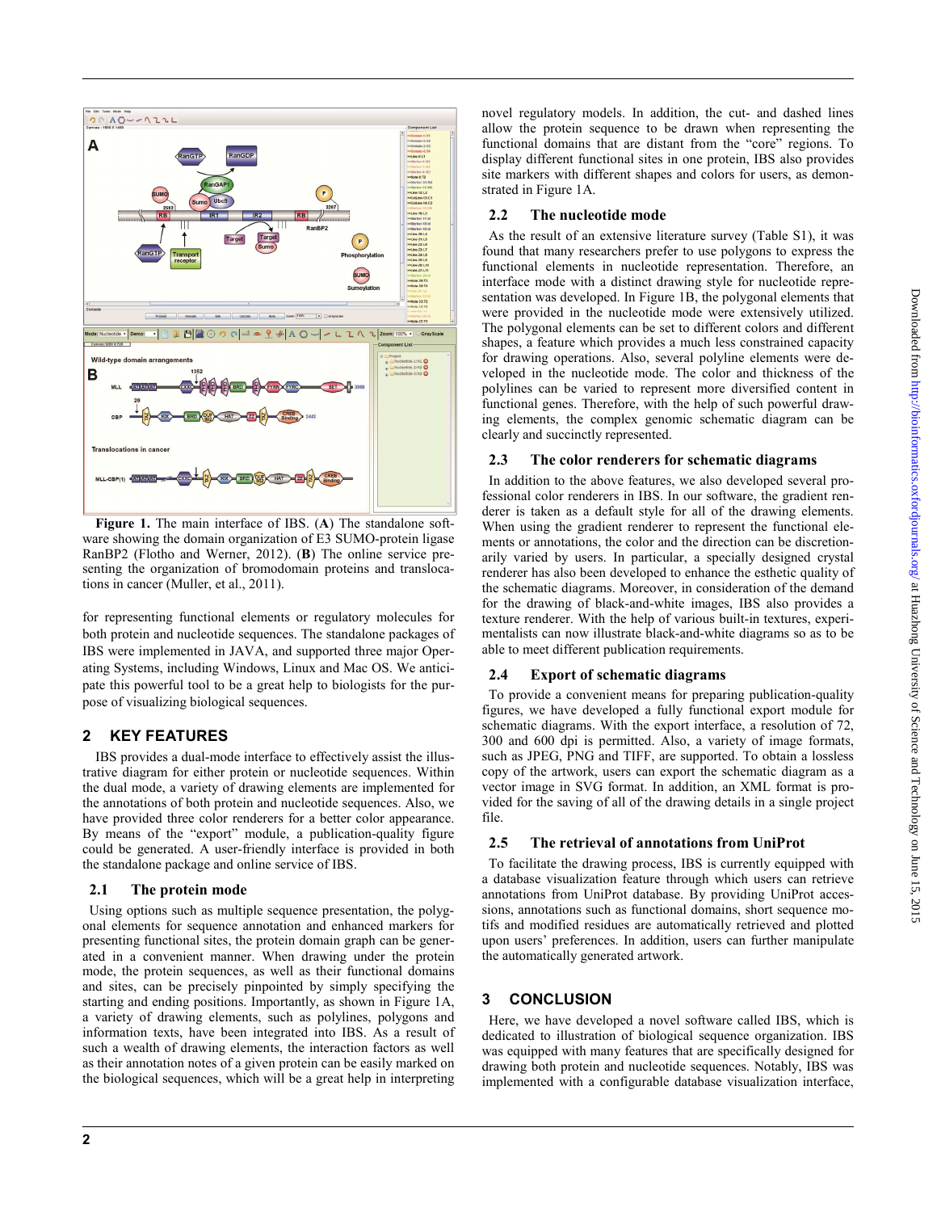Figure 1. The main interface of IBS. (**A**) The standalone software showing the domain organization of E3 SUMO-protein ligase RanBP2 (Flotho and Werner, 2012). (**B**) The online service presenting the organization of bromodomain proteins and translocations in cancer (Muller, et al., 2011).

for representing functional elements or regulatory molecules for both protein and nucleotide sequences. The standalone packages of IBS were implemented in JAVA, and supported three major Operating Systems, including Windows, Linux and Mac OS. We anticipate this powerful tool to be a great help to biologists for the purpose of visualizing biological sequences.

## 2 KEY FEATURES

IBS provides a dual-mode interface to effectively assist the illustrative diagram for either protein or nucleotide sequences. Within the dual mode, a variety of drawing elements are implemented for the annotations of both protein and nucleotide sequences. Also, we have provided three color renderers for a better color appearance. By means of the "export" module, a publication-quality figure could be generated. A user-friendly interface is provided in both the standalone package and online service of IBS.

### 2.1 The protein mode

Using options such as multiple sequence presentation, the polygonal elements for sequence annotation and enhanced markers for presenting functional sites, the protein domain graph can be generated in a convenient manner. When drawing under the protein mode, the protein sequences, as well as their functional domains and sites, can be precisely pinpointed by simply specifying the starting and ending positions. Importantly, as shown in Figure 1A, a variety of drawing elements, such as polylines, polygons and information texts, have been integrated into IBS. As a result of such a wealth of drawing elements, the interaction factors as well as their annotation notes of a given protein can be easily marked on the biological sequences, which will be a great help in interpreting novel regulatory models. In addition, the cut- and dashed lines allow the protein sequence to be drawn when representing the functional domains that are distant from the "core" regions. To display different functional sites in one protein, IBS also provides site markers with different shapes and colors for users, as demonstrated in Figure 1A.

### 2.2 The nucleotide mode

As the result of an extensive literature survey (Table S1), it was found that many researchers prefer to use polygons to express the functional elements in nucleotide representation. Therefore, an interface mode with a distinct drawing style for nucleotide representation was developed. In Figure 1B, the polygonal elements that were provided in the nucleotide mode were extensively utilized. The polygonal elements can be set to different colors and different shapes, a feature which provides a much less constrained capacity for drawing operations. Also, several polyline elements were developed in the nucleotide mode. The color and thickness of the polylines can be varied to represent more diversified content in functional genes. Therefore, with the help of such powerful drawing elements, the complex genomic schematic diagram can be clearly and succinctly represented.

### 2.3 The color renderers for schematic diagrams

In addition to the above features, we also developed several professional color renderers in IBS. In our software, the gradient renderer is taken as a default style for all of the drawing elements. When using the gradient renderer to represent the functional elements or annotations, the color and the direction can be discretionarily varied by users. In particular, a specially designed crystal renderer has also been developed to enhance the esthetic quality of the schematic diagrams. Moreover, in consideration of the demand for the drawing of black-and-white images, IBS also provides a texture renderer. With the help of various built-in textures, experimentalists can now illustrate black-and-white diagrams so as to be able to meet different publication requirements.

### 2.4 Export of schematic diagrams

To provide a convenient means for preparing publication-quality figures, we have developed a fully functional export module for schematic diagrams. With the export interface, a resolution of 72, 300 and 600 dpi is permitted. Also, a variety of image formats, such as JPEG, PNG and TIFF, are supported. To obtain a lossless copy of the artwork, users can export the schematic diagram as a vector image in SVG format. In addition, an XML format is provided for the saving of all of the drawing details in a single project file.

### 2.5 The retrieval of annotations from UniProt

To facilitate the drawing process, IBS is currently equipped with a database visualization feature through which users can retrieve annotations from UniProt database. By providing UniProt accessions, annotations such as functional domains, short sequence motifs and modified residues are automatically retrieved and plotted upon users' preferences. In addition, users can further manipulate the automatically generated artwork.

## 3 CONCLUSION

Here, we have developed a novel software called IBS, which is dedicated to illustration of biological sequence organization. IBS was equipped with many features that are specifically designed for drawing both protein and nucleotide sequences. Notably, IBS was implemented with a configurable database visualization interface,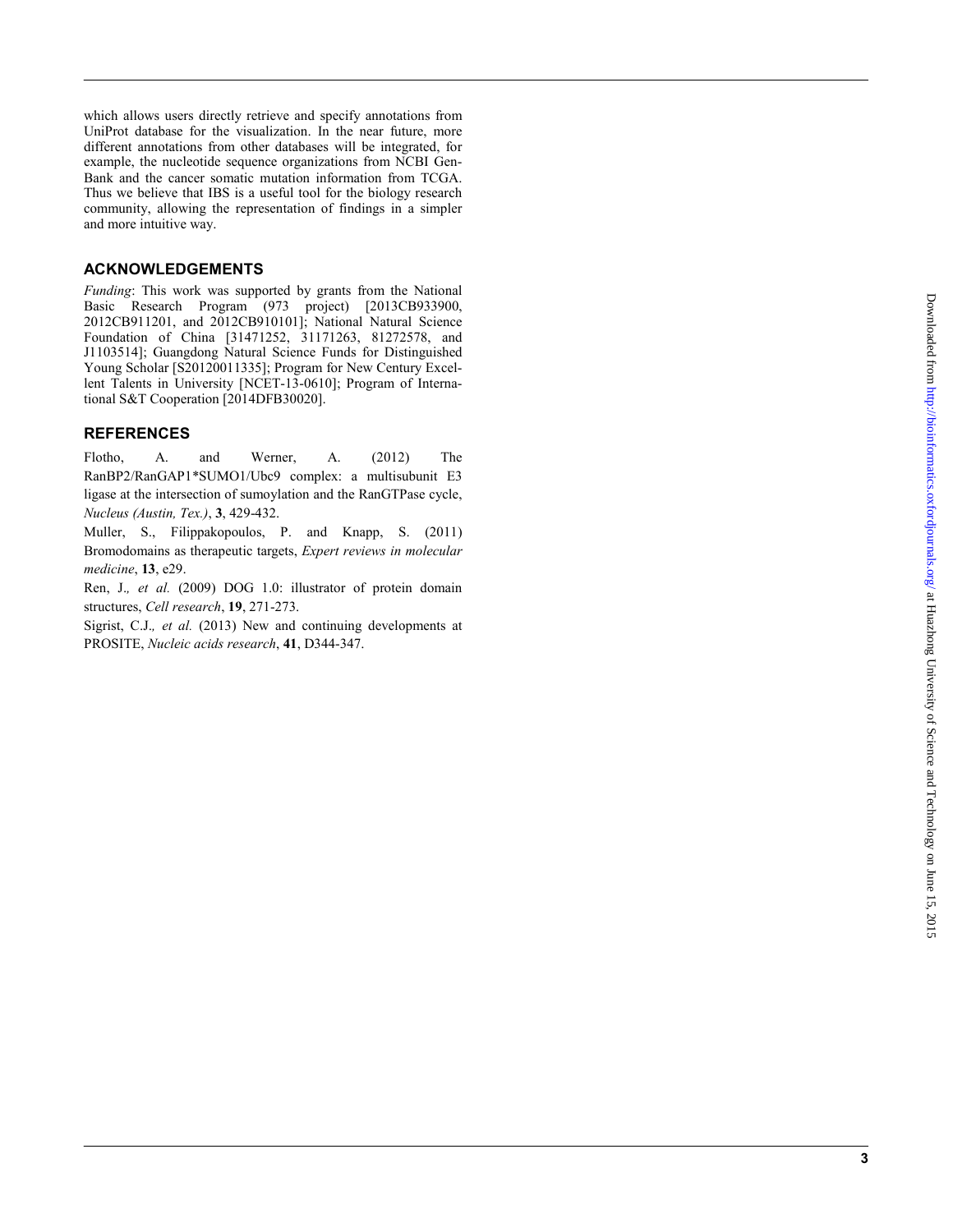which allows users directly retrieve and specify annotations from UniProt database for the visualization. In the near future, more different annotations from other databases will be integrated, for example, the nucleotide sequence organizations from NCBI GenBank and the cancer somatic mutation information from TCGA. Thus we believe that IBS is a useful tool for the biology research community, allowing the representation of findings in a simpler and more intuitive way.

## ACKNOWLEDGEMENTS

*Funding*: This work was supported by grants from the National Basic Research Program (973 project) [2013CB933900, 2012CB911201, and 2012CB910101]; National Natural Science Foundation of China [31471252, 31171263, 81272578, and J1103514]; Guangdong Natural Science Funds for Distinguished Young Scholar [S20120011335]; Program for New Century Excellent Talents in University [NCET-13-0610]; Program of International S&T Cooperation [2014DFB30020].

## REFERENCES

Flotho, A. and Werner, A. (2012) The RanBP2/RanGAP1*SUMO1/Ubc9 complex: a multisubunit E3 ligase at the intersection of sumoylation and the RanGTPase cycle, *Nucleus (Austin, Tex.)*, **3**, 429-432.

Muller, S., Filippakopoulos, P. and Knapp, S. (2011) Bromodomains as therapeutic targets, *Expert reviews in molecular medicine*, **13**, e29.

Ren, J.*, et al.* (2009) DOG 1.0: illustrator of protein domain structures, *Cell research*, **19**, 271-273.

Sigrist, C.J.*, et al.* (2013) New and continuing developments at PROSITE, *Nucleic acids research*, **41**, D344-347.